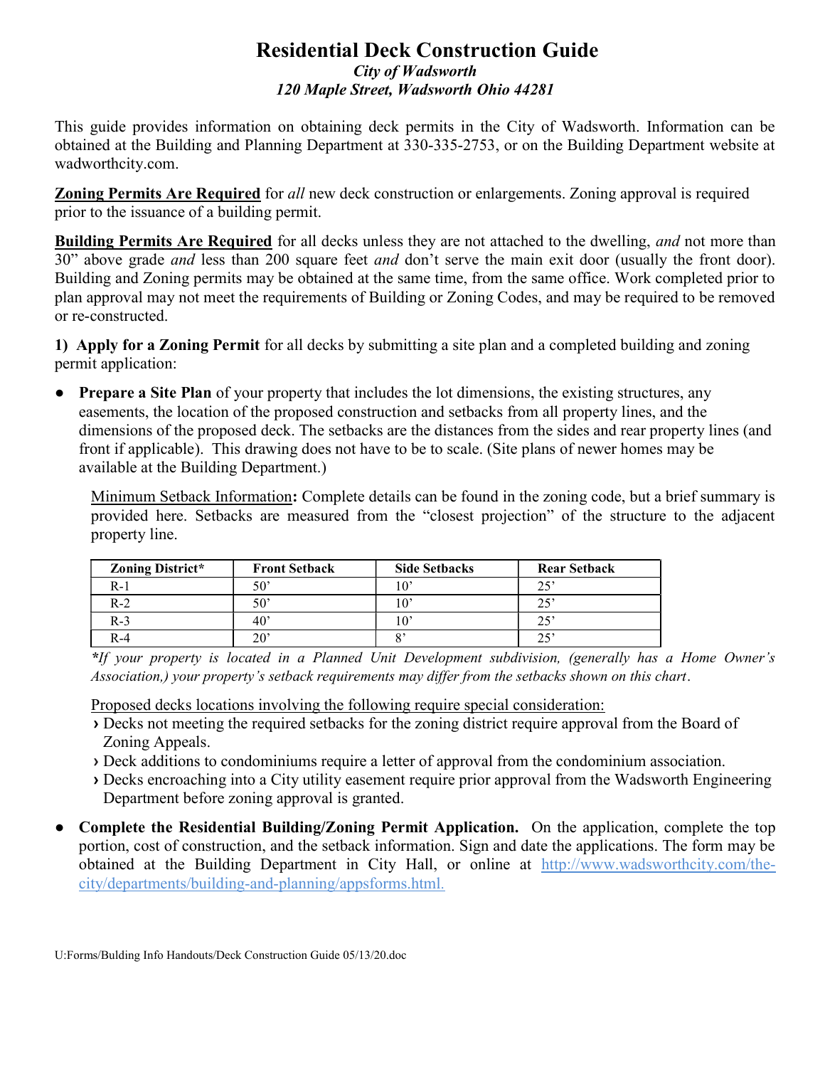# Residential Deck Construction Guide

***City of Wadsworth***
***120 Maple Street, Wadsworth Ohio 44281***

This guide provides information on obtaining deck permits in the City of Wadsworth. Information can be obtained at the Building and Planning Department at 330-335-2753, or on the Building Department website at wadworthcity.com.

**Zoning Permits Are Required** for *all* new deck construction or enlargements. Zoning approval is required prior to the issuance of a building permit.

**Building Permits Are Required** for all decks unless they are not attached to the dwelling, *and* not more than 30" above grade *and* less than 200 square feet *and* don't serve the main exit door (usually the front door). Building and Zoning permits may be obtained at the same time, from the same office. Work completed prior to plan approval may not meet the requirements of Building or Zoning Codes, and may be required to be removed or re-constructed.

**1) Apply for a Zoning Permit** for all decks by submitting a site plan and a completed building and zoning permit application:

- **Prepare a Site Plan** of your property that includes the lot dimensions, the existing structures, any easements, the location of the proposed construction and setbacks from all property lines, and the dimensions of the proposed deck. The setbacks are the distances from the sides and rear property lines (and front if applicable). This drawing does not have to be to scale. (Site plans of newer homes may be available at the Building Department.)

  Minimum Setback Information**:** Complete details can be found in the zoning code, but a brief summary is provided here. Setbacks are measured from the "closest projection" of the structure to the adjacent property line.

  | Zoning District* | Front Setback | Side Setbacks | Rear Setback |
  |---|---|---|---|
  | R-1 | 50' | 10' | 25' |
  | R-2 | 50' | 10' | 25' |
  | R-3 | 40' | 10' | 25' |
  | R-4 | 20' | 8' | 25' |

  **\****If your property is located in a Planned Unit Development subdivision, (generally has a Home Owner's Association,) your property's setback requirements may differ from the setbacks shown on this chart.*

  Proposed decks locations involving the following require special consideration:
  - Decks not meeting the required setbacks for the zoning district require approval from the Board of Zoning Appeals.
  - Deck additions to condominiums require a letter of approval from the condominium association.
  - Decks encroaching into a City utility easement require prior approval from the Wadsworth Engineering Department before zoning approval is granted.

- **Complete the Residential Building/Zoning Permit Application.** On the application, complete the top portion, cost of construction, and the setback information. Sign and date the applications. The form may be obtained at the Building Department in City Hall, or online at http://www.wadsworthcity.com/the-city/departments/building-and-planning/appsforms.html.

U:Forms/Bulding Info Handouts/Deck Construction Guide 05/13/20.doc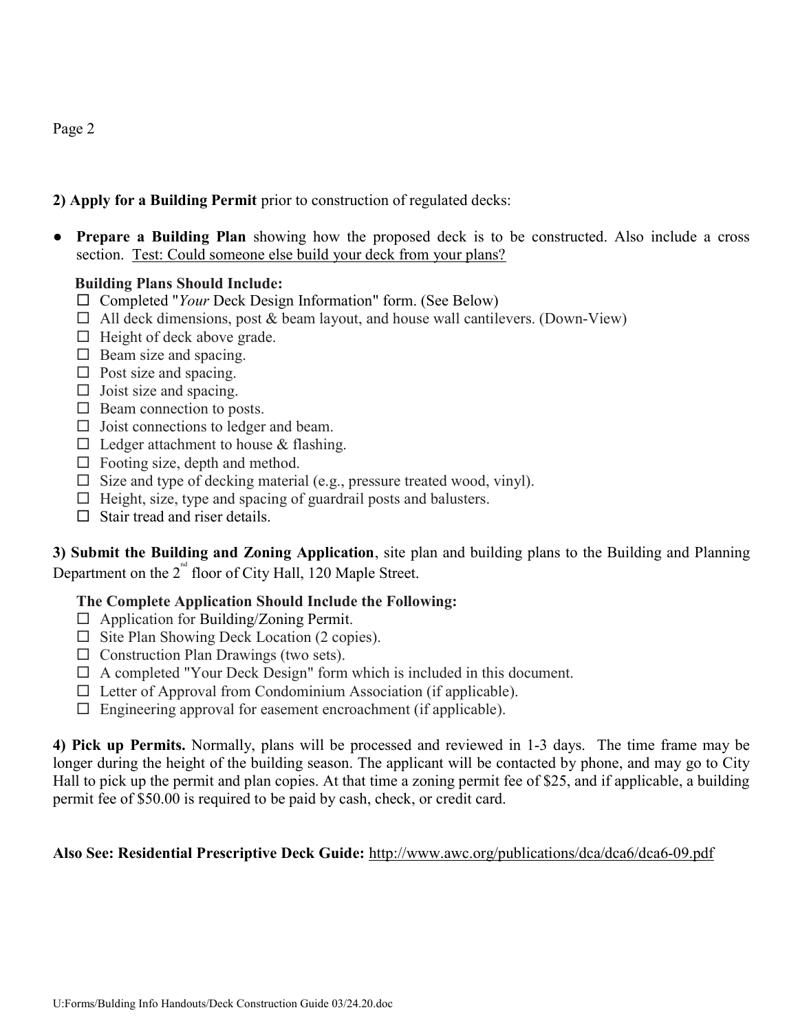**2) Apply for a Building Permit** prior to construction of regulated decks:

- **Prepare a Building Plan** showing how the proposed deck is to be constructed. Also include a cross section. Test: Could someone else build your deck from your plans?

  **Building Plans Should Include:**
  - ☐ Completed "*Your* Deck Design Information" form. (See Below)
  - ☐ All deck dimensions, post & beam layout, and house wall cantilevers. (Down-View)
  - ☐ Height of deck above grade.
  - ☐ Beam size and spacing.
  - ☐ Post size and spacing.
  - ☐ Joist size and spacing.
  - ☐ Beam connection to posts.
  - ☐ Joist connections to ledger and beam.
  - ☐ Ledger attachment to house & flashing.
  - ☐ Footing size, depth and method.
  - ☐ Size and type of decking material (e.g., pressure treated wood, vinyl).
  - ☐ Height, size, type and spacing of guardrail posts and balusters.
  - ☐ Stair tread and riser details.

**3) Submit the Building and Zoning Application**, site plan and building plans to the Building and Planning Department on the 2nd floor of City Hall, 120 Maple Street.

**The Complete Application Should Include the Following:**
- ☐ Application for Building/Zoning Permit.
- ☐ Site Plan Showing Deck Location (2 copies).
- ☐ Construction Plan Drawings (two sets).
- ☐ A completed "Your Deck Design" form which is included in this document.
- ☐ Letter of Approval from Condominium Association (if applicable).
- ☐ Engineering approval for easement encroachment (if applicable).

**4) Pick up Permits.** Normally, plans will be processed and reviewed in 1-3 days. The time frame may be longer during the height of the building season. The applicant will be contacted by phone, and may go to City Hall to pick up the permit and plan copies. At that time a zoning permit fee of $25, and if applicable, a building permit fee of $50.00 is required to be paid by cash, check, or credit card.

**Also See: Residential Prescriptive Deck Guide:** http://www.awc.org/publications/dca/dca6/dca6-09.pdf

U:Forms/Building Info Handouts/Deck Construction Guide 03/24.20.doc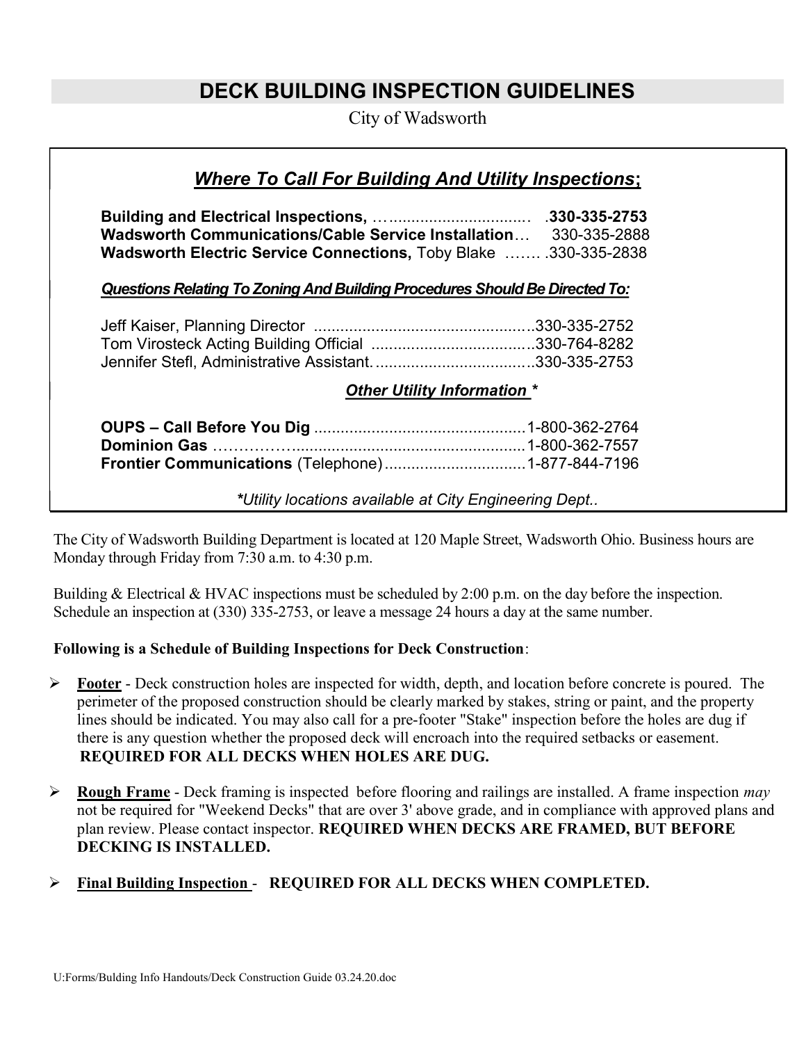# DECK BUILDING INSPECTION GUIDELINES

City of Wadsworth

## ***Where To Call For Building And Utility Inspections;***

**Building and Electrical Inspections,** ……............................... .**330-335-2753**
**Wadsworth Communications/Cable Service Installation**… 330-335-2888
**Wadsworth Electric Service Connections,** Toby Blake ……. .330-335-2838

***Questions Relating To Zoning And Building Procedures Should Be Directed To:***

Jeff Kaiser, Planning Director .................................................330-335-2752
Tom Virosteck Acting Building Official ....................................330-764-8282
Jennifer Stefl, Administrative Assistant. ...................................330-335-2753

***Other Utility Information \****

**OUPS – Call Before You Dig** ...............................................1-800-362-2764
**Dominion Gas** ……………....................................................1-800-362-7557
**Frontier Communications** (Telephone)................................1-877-844-7196

*\*Utility locations available at City Engineering Dept..*

The City of Wadsworth Building Department is located at 120 Maple Street, Wadsworth Ohio. Business hours are Monday through Friday from 7:30 a.m. to 4:30 p.m.

Building & Electrical & HVAC inspections must be scheduled by 2:00 p.m. on the day before the inspection. Schedule an inspection at (330) 335-2753, or leave a message 24 hours a day at the same number.

**Following is a Schedule of Building Inspections for Deck Construction**:

- **Footer** - Deck construction holes are inspected for width, depth, and location before concrete is poured. The perimeter of the proposed construction should be clearly marked by stakes, string or paint, and the property lines should be indicated. You may also call for a pre-footer "Stake" inspection before the holes are dug if there is any question whether the proposed deck will encroach into the required setbacks or easement. **REQUIRED FOR ALL DECKS WHEN HOLES ARE DUG.**

- **Rough Frame** - Deck framing is inspected before flooring and railings are installed. A frame inspection *may* not be required for "Weekend Decks" that are over 3' above grade, and in compliance with approved plans and plan review. Please contact inspector. **REQUIRED WHEN DECKS ARE FRAMED, BUT BEFORE DECKING IS INSTALLED.**

- **Final Building Inspection** - **REQUIRED FOR ALL DECKS WHEN COMPLETED.**

U:Forms/Building Info Handouts/Deck Construction Guide 03.24.20.doc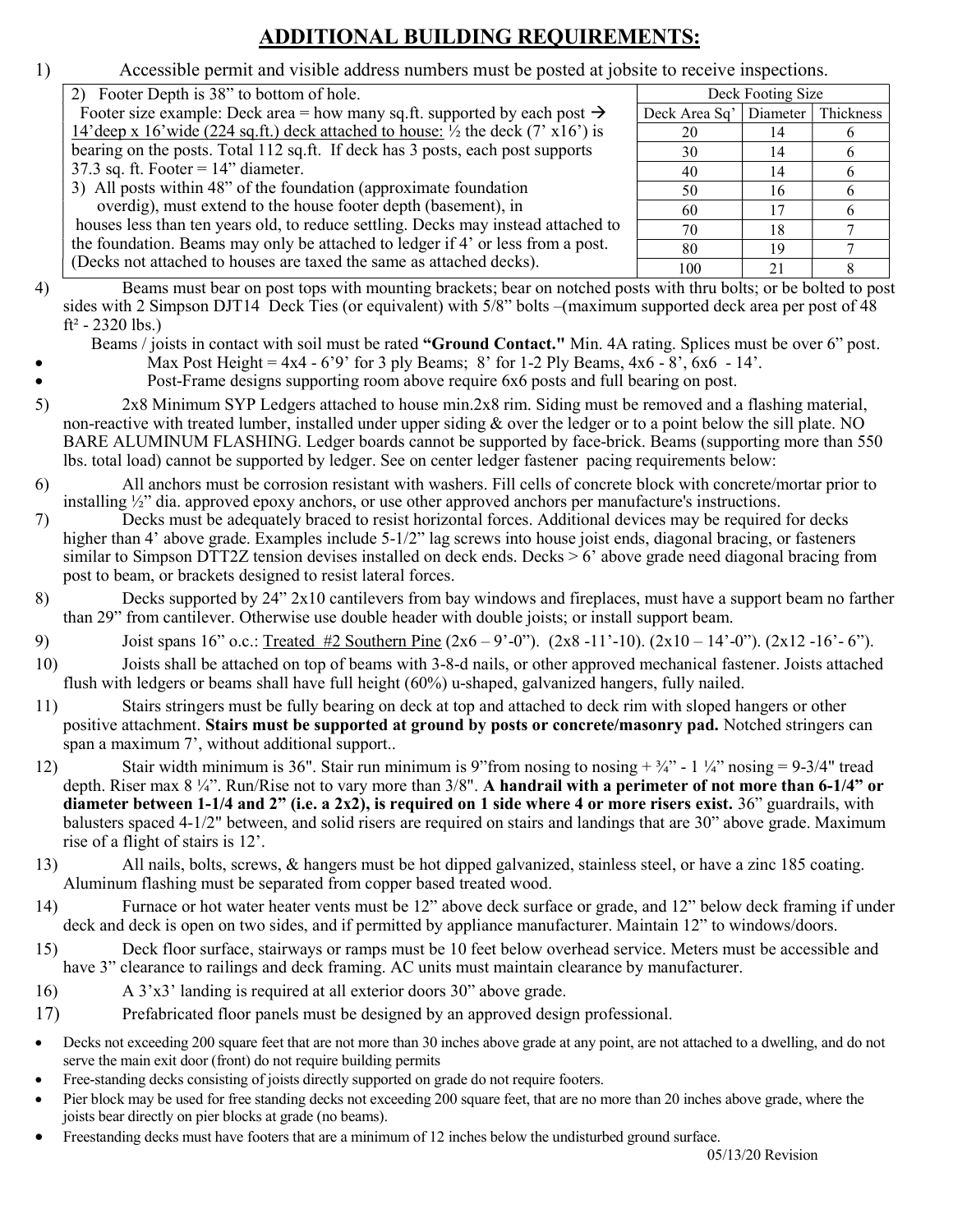# ADDITIONAL BUILDING REQUIREMENTS:

1) Accessible permit and visible address numbers must be posted at jobsite to receive inspections.

2) Footer Depth is 38" to bottom of hole.
Footer size example: Deck area = how many sq.ft. supported by each post → 14'deep x 16'wide (224 sq.ft.) deck attached to house: ½ the deck (7' x16') is bearing on the posts. Total 112 sq.ft. If deck has 3 posts, each post supports 37.3 sq. ft. Footer = 14" diameter.

3) All posts within 48" of the foundation (approximate foundation overdig), must extend to the house footer depth (basement), in houses less than ten years old, to reduce settling. Decks may instead attached to the foundation. Beams may only be attached to ledger if 4' or less from a post. (Decks not attached to houses are taxed the same as attached decks).

| Deck Footing Size | | |
|---|---|---|
| Deck Area Sq' | Diameter | Thickness |
| 20 | 14 | 6 |
| 30 | 14 | 6 |
| 40 | 14 | 6 |
| 50 | 16 | 6 |
| 60 | 17 | 6 |
| 70 | 18 | 7 |
| 80 | 19 | 7 |
| 100 | 21 | 8 |

4) Beams must bear on post tops with mounting brackets; bear on notched posts with thru bolts; or be bolted to post sides with 2 Simpson DJT14 Deck Ties (or equivalent) with 5/8" bolts –(maximum supported deck area per post of 48 ft² - 2320 lbs.)
Beams / joists in contact with soil must be rated **"Ground Contact."** Min. 4A rating. Splices must be over 6" post.

- Max Post Height = 4x4 - 6'9' for 3 ply Beams; 8' for 1-2 Ply Beams, 4x6 - 8', 6x6 - 14'.
- Post-Frame designs supporting room above require 6x6 posts and full bearing on post.

5) 2x8 Minimum SYP Ledgers attached to house min.2x8 rim. Siding must be removed and a flashing material, non-reactive with treated lumber, installed under upper siding & over the ledger or to a point below the sill plate. NO BARE ALUMINUM FLASHING. Ledger boards cannot be supported by face-brick. Beams (supporting more than 550 lbs. total load) cannot be supported by ledger. See on center ledger fastener pacing requirements below:

6) All anchors must be corrosion resistant with washers. Fill cells of concrete block with concrete/mortar prior to installing ½" dia. approved epoxy anchors, or use other approved anchors per manufacture's instructions.

7) Decks must be adequately braced to resist horizontal forces. Additional devices may be required for decks higher than 4' above grade. Examples include 5-1/2" lag screws into house joist ends, diagonal bracing, or fasteners similar to Simpson DTT2Z tension devises installed on deck ends. Decks > 6' above grade need diagonal bracing from post to beam, or brackets designed to resist lateral forces.

8) Decks supported by 24" 2x10 cantilevers from bay windows and fireplaces, must have a support beam no farther than 29" from cantilever. Otherwise use double header with double joists; or install support beam.

9) Joist spans 16" o.c.: Treated #2 Southern Pine (2x6 – 9'-0"). (2x8 -11'-10). (2x10 – 14'-0"). (2x12 -16'- 6").

10) Joists shall be attached on top of beams with 3-8-d nails, or other approved mechanical fastener. Joists attached flush with ledgers or beams shall have full height (60%) u-shaped, galvanized hangers, fully nailed.

11) Stairs stringers must be fully bearing on deck at top and attached to deck rim with sloped hangers or other positive attachment. **Stairs must be supported at ground by posts or concrete/masonry pad.** Notched stringers can span a maximum 7', without additional support..

12) Stair width minimum is 36". Stair run minimum is 9"from nosing to nosing + ¾" - 1 ¼" nosing = 9-3/4" tread depth. Riser max 8 ¼". Run/Rise not to vary more than 3/8". **A handrail with a perimeter of not more than 6-1/4" or diameter between 1-1/4 and 2" (i.e. a 2x2), is required on 1 side where 4 or more risers exist.** 36" guardrails, with balusters spaced 4-1/2" between, and solid risers are required on stairs and landings that are 30" above grade. Maximum rise of a flight of stairs is 12'.

13) All nails, bolts, screws, & hangers must be hot dipped galvanized, stainless steel, or have a zinc 185 coating. Aluminum flashing must be separated from copper based treated wood.

14) Furnace or hot water heater vents must be 12" above deck surface or grade, and 12" below deck framing if under deck and deck is open on two sides, and if permitted by appliance manufacturer. Maintain 12" to windows/doors.

15) Deck floor surface, stairways or ramps must be 10 feet below overhead service. Meters must be accessible and have 3" clearance to railings and deck framing. AC units must maintain clearance by manufacturer.

16) A 3'x3' landing is required at all exterior doors 30" above grade.

17) Prefabricated floor panels must be designed by an approved design professional.

- Decks not exceeding 200 square feet that are not more than 30 inches above grade at any point, are not attached to a dwelling, and do not serve the main exit door (front) do not require building permits
- Free-standing decks consisting of joists directly supported on grade do not require footers.
- Pier block may be used for free standing decks not exceeding 200 square feet, that are no more than 20 inches above grade, where the joists bear directly on pier blocks at grade (no beams).
- Freestanding decks must have footers that are a minimum of 12 inches below the undisturbed ground surface.

05/13/20 Revision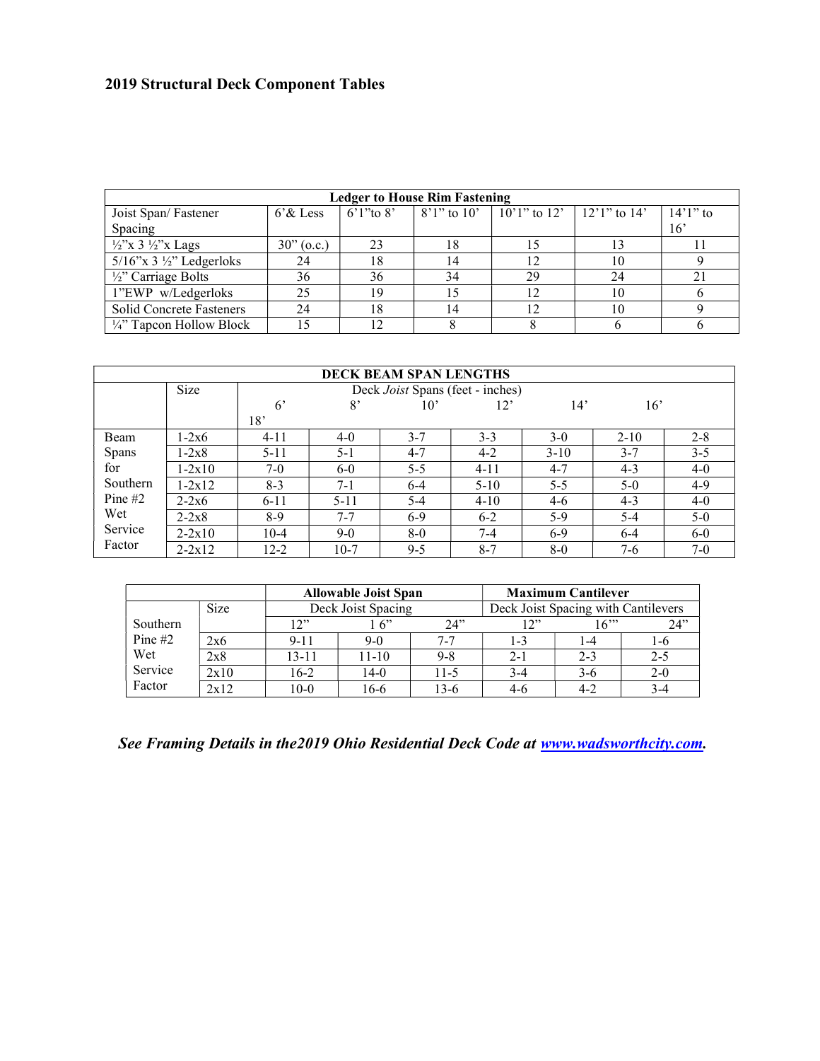## 2019 Structural Deck Component Tables

| Ledger to House Rim Fastening | | | | | | |
|---|---|---|---|---|---|---|
| Joist Span/ Fastener Spacing | 6'& Less | 6'1"to 8' | 8'1" to 10' | 10'1" to 12' | 12'1" to 14' | 14'1" to 16' |
| ½"x 3 ½"x Lags | 30" (o.c.) | 23 | 18 | 15 | 13 | 11 |
| 5/16"x 3 ½" Ledgerloks | 24 | 18 | 14 | 12 | 10 | 9 |
| ½" Carriage Bolts | 36 | 36 | 34 | 29 | 24 | 21 |
| 1"EWP w/Ledgerloks | 25 | 19 | 15 | 12 | 10 | 6 |
| Solid Concrete Fasteners | 24 | 18 | 14 | 12 | 10 | 9 |
| ¼" Tapcon Hollow Block | 15 | 12 | 8 | 8 | 6 | 6 |

| DECK BEAM SPAN LENGTHS | | | | | | | | |
|---|---|---|---|---|---|---|---|---|
| | Size | Deck *Joist* Spans (feet - inches) | | | | | | |
| | | 6' | 8' | 10' | 12' | 14' | 16' | 18' |
| Beam Spans for Southern Pine #2 Wet Service Factor | 1-2x6 | 4-11 | 4-0 | 3-7 | 3-3 | 3-0 | 2-10 | 2-8 |
| | 1-2x8 | 5-11 | 5-1 | 4-7 | 4-2 | 3-10 | 3-7 | 3-5 |
| | 1-2x10 | 7-0 | 6-0 | 5-5 | 4-11 | 4-7 | 4-3 | 4-0 |
| | 1-2x12 | 8-3 | 7-1 | 6-4 | 5-10 | 5-5 | 5-0 | 4-9 |
| | 2-2x6 | 6-11 | 5-11 | 5-4 | 4-10 | 4-6 | 4-3 | 4-0 |
| | 2-2x8 | 8-9 | 7-7 | 6-9 | 6-2 | 5-9 | 5-4 | 5-0 |
| | 2-2x10 | 10-4 | 9-0 | 8-0 | 7-4 | 6-9 | 6-4 | 6-0 |
| | 2-2x12 | 12-2 | 10-7 | 9-5 | 8-7 | 8-0 | 7-6 | 7-0 |

| | | Allowable Joist Span | | | Maximum Cantilever | | |
|---|---|---|---|---|---|---|---|
| | Size | Deck Joist Spacing | | | Deck Joist Spacing with Cantilevers | | |
| Southern Pine #2 Wet Service Factor | | 12" | 1 6" | 24" | 12" | 16"' | 24" |
| | 2x6 | 9-11 | 9-0 | 7-7 | 1-3 | 1-4 | 1-6 |
| | 2x8 | 13-11 | 11-10 | 9-8 | 2-1 | 2-3 | 2-5 |
| | 2x10 | 16-2 | 14-0 | 11-5 | 3-4 | 3-6 | 2-0 |
| | 2x12 | 10-0 | 16-6 | 13-6 | 4-6 | 4-2 | 3-4 |

***See Framing Details in the2019 Ohio Residential Deck Code at [www.wadsworthcity.com](http://www.wadsworthcity.com).***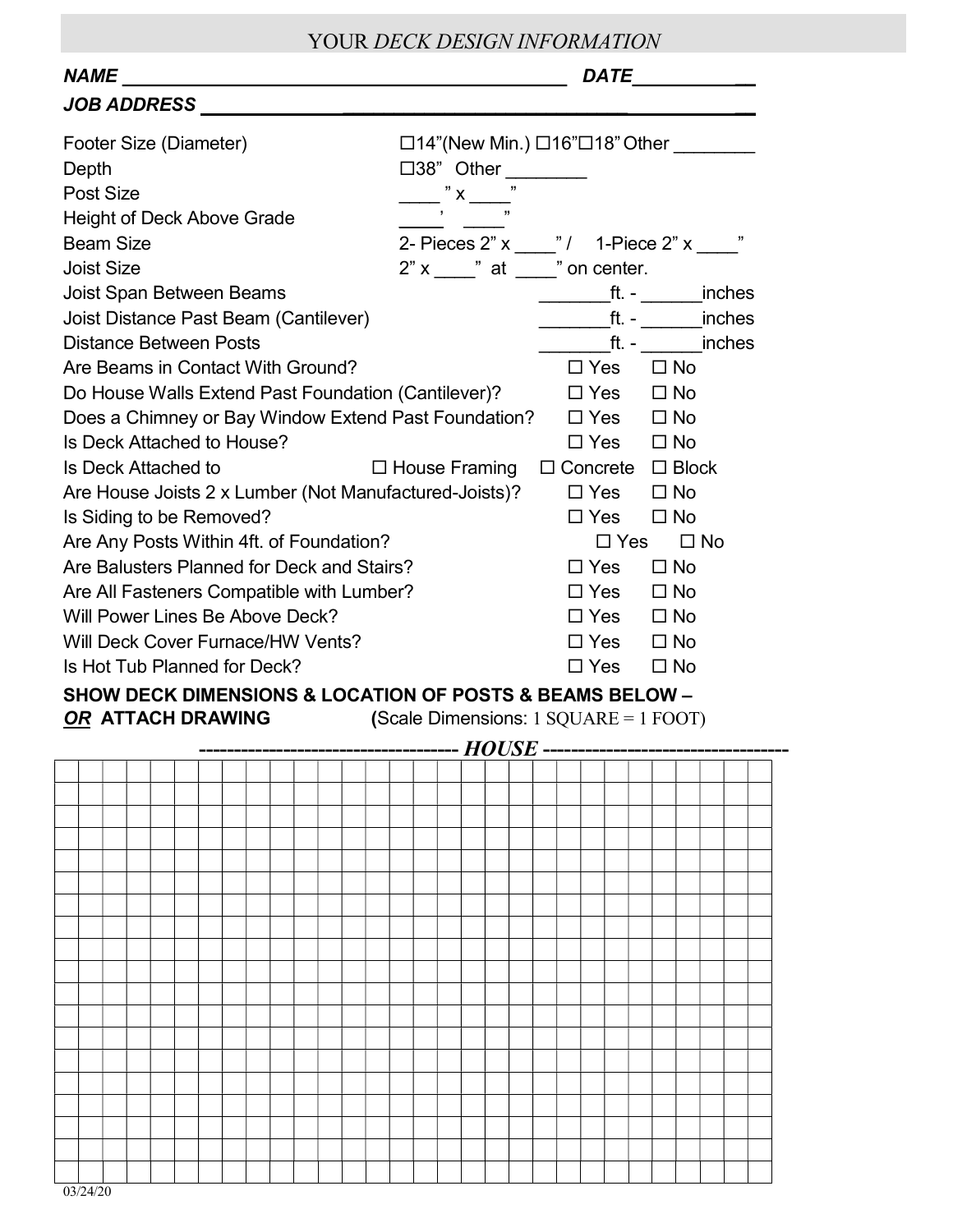# YOUR *DECK DESIGN INFORMATION*

***NAME*** ___________________________________________ ***DATE***___________

***JOB ADDRESS*** ______________________________________________________

| | |
|---|---|
| Footer Size (Diameter) | ☐14"(New Min.) ☐16"☐18" Other ________ |
| Depth | ☐38" Other ________ |
| Post Size | ____ " x ____" |
| Height of Deck Above Grade | ____' ____" |
| Beam Size | 2- Pieces 2" x ____" / 1-Piece 2" x ____" |
| Joist Size | 2" x ____" at ____" on center. |
| Joist Span Between Beams | _______ft. - ______inches |
| Joist Distance Past Beam (Cantilever) | _______ft. - ______inches |
| Distance Between Posts | _______ft. - ______inches |
| Are Beams in Contact With Ground? | ☐ Yes ☐ No |
| Do House Walls Extend Past Foundation (Cantilever)? | ☐ Yes ☐ No |
| Does a Chimney or Bay Window Extend Past Foundation? | ☐ Yes ☐ No |
| Is Deck Attached to House? | ☐ Yes ☐ No |
| Is Deck Attached to | ☐ House Framing ☐ Concrete ☐ Block |
| Are House Joists 2 x Lumber (Not Manufactured-Joists)? | ☐ Yes ☐ No |
| Is Siding to be Removed? | ☐ Yes ☐ No |
| Are Any Posts Within 4ft. of Foundation? | ☐ Yes ☐ No |
| Are Balusters Planned for Deck and Stairs? | ☐ Yes ☐ No |
| Are All Fasteners Compatible with Lumber? | ☐ Yes ☐ No |
| Will Power Lines Be Above Deck? | ☐ Yes ☐ No |
| Will Deck Cover Furnace/HW Vents? | ☐ Yes ☐ No |
| Is Hot Tub Planned for Deck? | ☐ Yes ☐ No |

**SHOW DECK DIMENSIONS & LOCATION OF POSTS & BEAMS BELOW –**
***OR*** **ATTACH DRAWING** **(**Scale Dimensions: 1 SQUARE = 1 FOOT)

------------------------------------ ***HOUSE*** ------------------------------------

03/24/20